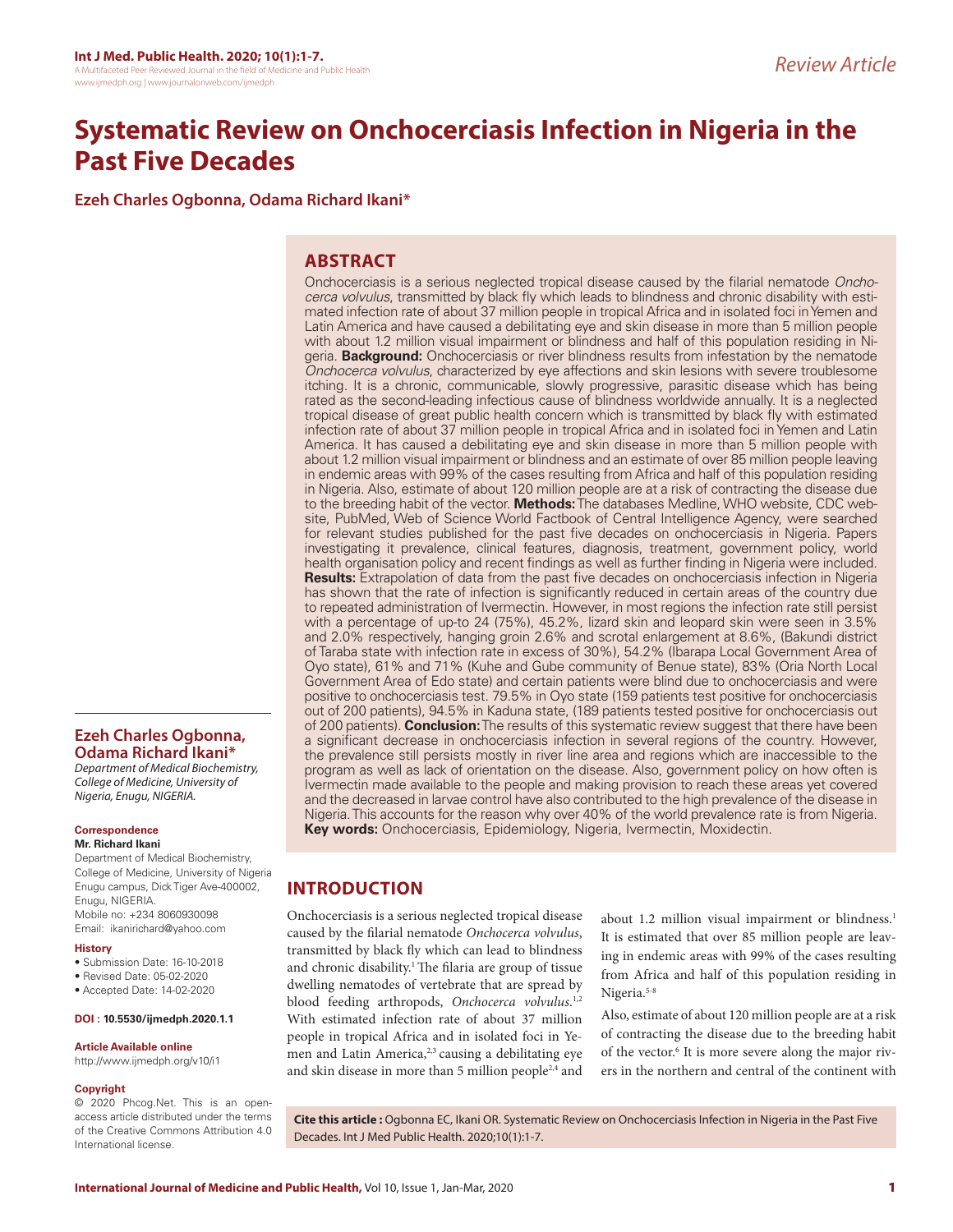# Systematic Review on Onchocerciasis Infection in Nigeria in the Past Five Decades

**Ezeh Charles Ogbonna, Odama Richard Ikani***

## ABSTRACT

Onchocerciasis is a serious neglected tropical disease caused by the filarial nematode *Onchocerca volvulus*, transmitted by black fly which leads to blindness and chronic disability with estimated infection rate of about 37 million people in tropical Africa and in isolated foci in Yemen and Latin America and have caused a debilitating eye and skin disease in more than 5 million people with about 1.2 million visual impairment or blindness and half of this population residing in Nigeria. **Background:** Onchocerciasis or river blindness results from infestation by the nematode *Onchocerca volvulus*, characterized by eye affections and skin lesions with severe troublesome itching. It is a chronic, communicable, slowly progressive, parasitic disease which has being rated as the second-leading infectious cause of blindness worldwide annually. It is a neglected tropical disease of great public health concern which is transmitted by black fly with estimated infection rate of about 37 million people in tropical Africa and in isolated foci in Yemen and Latin America. It has caused a debilitating eye and skin disease in more than 5 million people with about 1.2 million visual impairment or blindness and an estimate of over 85 million people leaving in endemic areas with 99% of the cases resulting from Africa and half of this population residing in Nigeria. Also, estimate of about 120 million people are at a risk of contracting the disease due to the breeding habit of the vector. **Methods:** The databases Medline, WHO website, CDC website, PubMed, Web of Science World Factbook of Central Intelligence Agency, were searched for relevant studies published for the past five decades on onchocerciasis in Nigeria. Papers investigating it prevalence, clinical features, diagnosis, treatment, government policy, world health organisation policy and recent findings as well as further finding in Nigeria were included. **Results:** Extrapolation of data from the past five decades on onchocerciasis infection in Nigeria has shown that the rate of infection is significantly reduced in certain areas of the country due to repeated administration of Ivermectin. However, in most regions the infection rate still persist with a percentage of up-to 24 (75%), 45.2%, lizard skin and leopard skin were seen in 3.5% and 2.0% respectively, hanging groin 2.6% and scrotal enlargement at 8.6%, (Bakundi district of Taraba state with infection rate in excess of 30%), 54.2% (Ibarapa Local Government Area of Oyo state), 61% and 71% (Kuhe and Gube community of Benue state), 83% (Oria North Local Government Area of Edo state) and certain patients were blind due to onchocerciasis and were positive to onchocerciasis test. 79.5% in Oyo state (159 patients test positive for onchocerciasis out of 200 patients), 94.5% in Kaduna state, (189 patients tested positive for onchocerciasis out of 200 patients). **Conclusion:** The results of this systematic review suggest that there have been a significant decrease in onchocerciasis infection in several regions of the country. However, the prevalence still persists mostly in river line area and regions which are inaccessible to the program as well as lack of orientation on the disease. Also, government policy on how often is Ivermectin made available to the people and making provision to reach these areas yet covered and the decreased in larvae control have also contributed to the high prevalence of the disease in Nigeria. This accounts for the reason why over 40% of the world prevalence rate is from Nigeria.

**Key words:** Onchocerciasis, Epidemiology, Nigeria, Ivermectin, Moxidectin.

**Ezeh Charles Ogbonna, Odama Richard Ikani***

*Department of Medical Biochemistry, College of Medicine, University of Nigeria, Enugu, NIGERIA.*

**Correspondence**

**Mr. Richard Ikani**

Department of Medical Biochemistry, College of Medicine, University of Nigeria Enugu campus, Dick Tiger Ave-400002, Enugu, NIGERIA.

Mobile no: +234 8060930098

Email: ikanirichard@yahoo.com

**History**

- Submission Date: 16-10-2018
- Revised Date: 05-02-2020
- Accepted Date: 14-02-2020

**DOI : 10.5530/ijmedph.2020.1.1**

**Article Available online**

http://www.ijmedph.org/v10/i1

**Copyright**

© 2020 Phcog.Net. This is an open-access article distributed under the terms of the Creative Commons Attribution 4.0 International license.

## INTRODUCTION

Onchocerciasis is a serious neglected tropical disease caused by the filarial nematode *Onchocerca volvulus*, transmitted by black fly which can lead to blindness and chronic disability.[1] The filaria are group of tissue dwelling nematodes of vertebrate that are spread by blood feeding arthropods, *Onchocerca volvulus*.[1,2] With estimated infection rate of about 37 million people in tropical Africa and in isolated foci in Yemen and Latin America,[2,3] causing a debilitating eye and skin disease in more than 5 million people[2,4] and about 1.2 million visual impairment or blindness.[1] It is estimated that over 85 million people are leaving in endemic areas with 99% of the cases resulting from Africa and half of this population residing in Nigeria.[5-8]

Also, estimate of about 120 million people are at a risk of contracting the disease due to the breeding habit of the vector.[6] It is more severe along the major rivers in the northern and central of the continent with

**Cite this article :** Ogbonna EC, Ikani OR. Systematic Review on Onchocerciasis Infection in Nigeria in the Past Five Decades. Int J Med Public Health. 2020;10(1):1-7.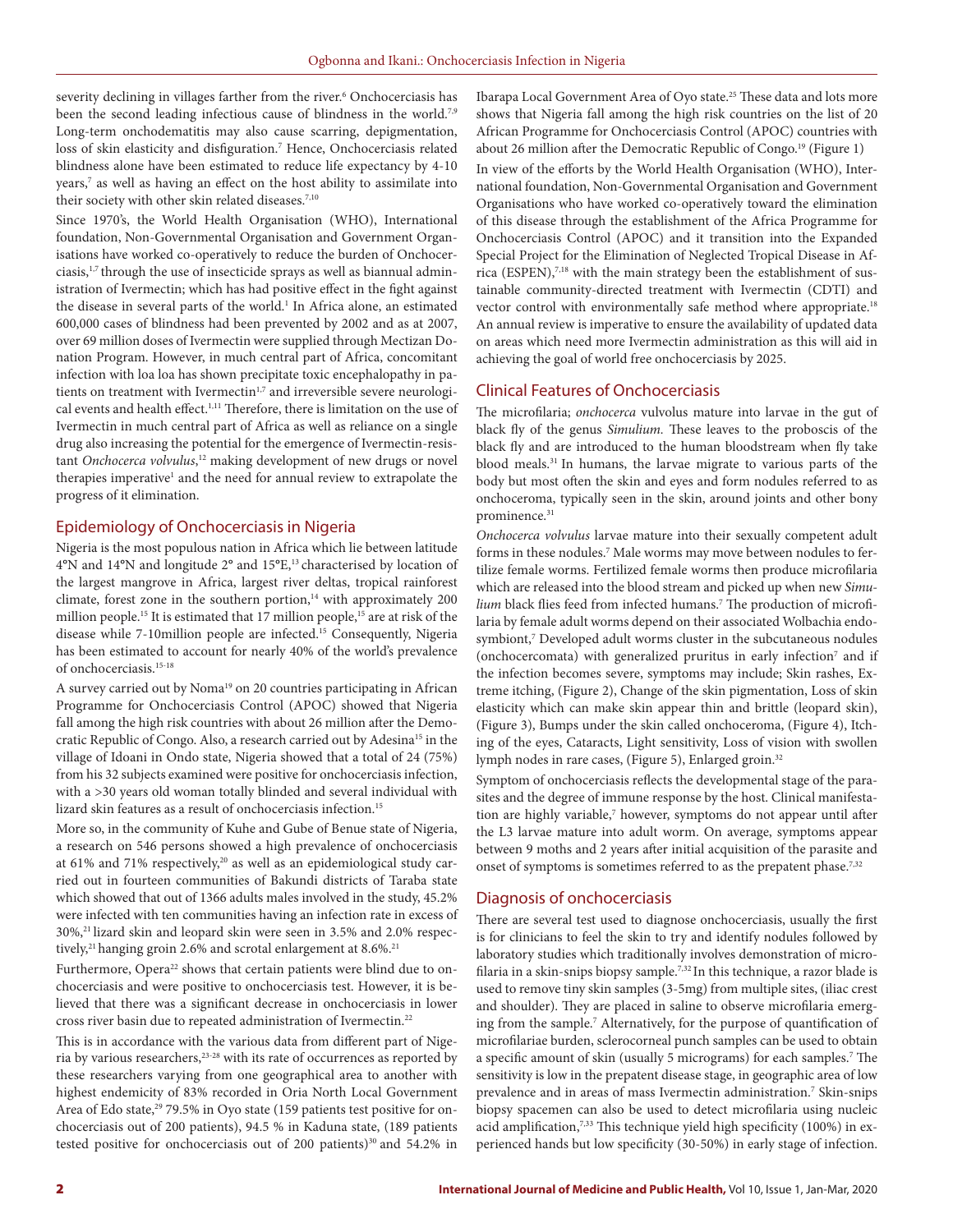severity declining in villages farther from the river.[6] Onchocerciasis has been the second leading infectious cause of blindness in the world.[7,9] Long-term onchodematitis may also cause scarring, depigmentation, loss of skin elasticity and disfiguration.[7] Hence, Onchocerciasis related blindness alone have been estimated to reduce life expectancy by 4-10 years,[7] as well as having an effect on the host ability to assimilate into their society with other skin related diseases.[7,10]

Since 1970's, the World Health Organisation (WHO), International foundation, Non-Governmental Organisation and Government Organisations have worked co-operatively to reduce the burden of Onchocerciasis,[1,7] through the use of insecticide sprays as well as biannual administration of Ivermectin; which has had positive effect in the fight against the disease in several parts of the world.[1] In Africa alone, an estimated 600,000 cases of blindness had been prevented by 2002 and as at 2007, over 69 million doses of Ivermectin were supplied through Mectizan Donation Program. However, in much central part of Africa, concomitant infection with loa loa has shown precipitate toxic encephalopathy in patients on treatment with Ivermectin[1,7] and irreversible severe neurological events and health effect.[1,11] Therefore, there is limitation on the use of Ivermectin in much central part of Africa as well as reliance on a single drug also increasing the potential for the emergence of Ivermectin-resistant *Onchocerca volvulus*,[12] making development of new drugs or novel therapies imperative[1] and the need for annual review to extrapolate the progress of it elimination.

## Epidemiology of Onchocerciasis in Nigeria

Nigeria is the most populous nation in Africa which lie between latitude 4°N and 14°N and longitude 2° and 15°E,[13] characterised by location of the largest mangrove in Africa, largest river deltas, tropical rainforest climate, forest zone in the southern portion,[14] with approximately 200 million people.[15] It is estimated that 17 million people,[15] are at risk of the disease while 7-10million people are infected.[15] Consequently, Nigeria has been estimated to account for nearly 40% of the world's prevalence of onchocerciasis.[15-18]

A survey carried out by Noma[19] on 20 countries participating in African Programme for Onchocerciasis Control (APOC) showed that Nigeria fall among the high risk countries with about 26 million after the Democratic Republic of Congo. Also, a research carried out by Adesina[15] in the village of Idoani in Ondo state, Nigeria showed that a total of 24 (75%) from his 32 subjects examined were positive for onchocerciasis infection, with a >30 years old woman totally blinded and several individual with lizard skin features as a result of onchocerciasis infection.[15]

More so, in the community of Kuhe and Gube of Benue state of Nigeria, a research on 546 persons showed a high prevalence of onchocerciasis at 61% and 71% respectively,[20] as well as an epidemiological study carried out in fourteen communities of Bakundi districts of Taraba state which showed that out of 1366 adults males involved in the study, 45.2% were infected with ten communities having an infection rate in excess of 30%,[21] lizard skin and leopard skin were seen in 3.5% and 2.0% respectively,[21] hanging groin 2.6% and scrotal enlargement at 8.6%.[21]

Furthermore, Opera[22] shows that certain patients were blind due to onchocerciasis and were positive to onchocerciasis test. However, it is believed that there was a significant decrease in onchocerciasis in lower cross river basin due to repeated administration of Ivermectin.[22]

This is in accordance with the various data from different part of Nigeria by various researchers,[23-28] with its rate of occurrences as reported by these researchers varying from one geographical area to another with highest endemicity of 83% recorded in Oria North Local Government Area of Edo state,[29] 79.5% in Oyo state (159 patients test positive for onchocerciasis out of 200 patients), 94.5 % in Kaduna state, (189 patients tested positive for onchocerciasis out of 200 patients)[30] and 54.2% in Ibarapa Local Government Area of Oyo state.[25] These data and lots more shows that Nigeria fall among the high risk countries on the list of 20 African Programme for Onchocerciasis Control (APOC) countries with about 26 million after the Democratic Republic of Congo.[19] (Figure 1)

In view of the efforts by the World Health Organisation (WHO), International foundation, Non-Governmental Organisation and Government Organisations who have worked co-operatively toward the elimination of this disease through the establishment of the Africa Programme for Onchocerciasis Control (APOC) and it transition into the Expanded Special Project for the Elimination of Neglected Tropical Disease in Africa (ESPEN),[7,18] with the main strategy been the establishment of sustainable community-directed treatment with Ivermectin (CDTI) and vector control with environmentally safe method where appropriate.[18] An annual review is imperative to ensure the availability of updated data on areas which need more Ivermectin administration as this will aid in achieving the goal of world free onchocerciasis by 2025.

## Clinical Features of Onchocerciasis

The microfilaria; *onchocerca* vulvolus mature into larvae in the gut of black fly of the genus *Simulium.* These leaves to the proboscis of the black fly and are introduced to the human bloodstream when fly take blood meals.[31] In humans, the larvae migrate to various parts of the body but most often the skin and eyes and form nodules referred to as onchoceroma, typically seen in the skin, around joints and other bony prominence.[31]

*Onchocerca volvulus* larvae mature into their sexually competent adult forms in these nodules.[7] Male worms may move between nodules to fertilize female worms. Fertilized female worms then produce microfilaria which are released into the blood stream and picked up when new *Simulium* black flies feed from infected humans.[7] The production of microfilaria by female adult worms depend on their associated Wolbachia endosymbiont,[7] Developed adult worms cluster in the subcutaneous nodules (onchocercomata) with generalized pruritus in early infection[7] and if the infection becomes severe, symptoms may include; Skin rashes, Extreme itching, (Figure 2), Change of the skin pigmentation, Loss of skin elasticity which can make skin appear thin and brittle (leopard skin), (Figure 3), Bumps under the skin called onchoceroma, (Figure 4), Itching of the eyes, Cataracts, Light sensitivity, Loss of vision with swollen lymph nodes in rare cases, (Figure 5), Enlarged groin.[32]

Symptom of onchocerciasis reflects the developmental stage of the parasites and the degree of immune response by the host. Clinical manifestation are highly variable,[7] however, symptoms do not appear until after the L3 larvae mature into adult worm. On average, symptoms appear between 9 moths and 2 years after initial acquisition of the parasite and onset of symptoms is sometimes referred to as the prepatent phase.[7,32]

## Diagnosis of onchocerciasis

There are several test used to diagnose onchocerciasis, usually the first is for clinicians to feel the skin to try and identify nodules followed by laboratory studies which traditionally involves demonstration of microfilaria in a skin-snips biopsy sample.[7,32] In this technique, a razor blade is used to remove tiny skin samples (3-5mg) from multiple sites, (iliac crest and shoulder). They are placed in saline to observe microfilaria emerging from the sample.[7] Alternatively, for the purpose of quantification of microfilariae burden, sclerocorneal punch samples can be used to obtain a specific amount of skin (usually 5 micrograms) for each samples.[7] The sensitivity is low in the prepatent disease stage, in geographic area of low prevalence and in areas of mass Ivermectin administration.[7] Skin-snips biopsy spacemen can also be used to detect microfilaria using nucleic acid amplification,[7,33] This technique yield high specificity (100%) in experienced hands but low specificity (30-50%) in early stage of infection.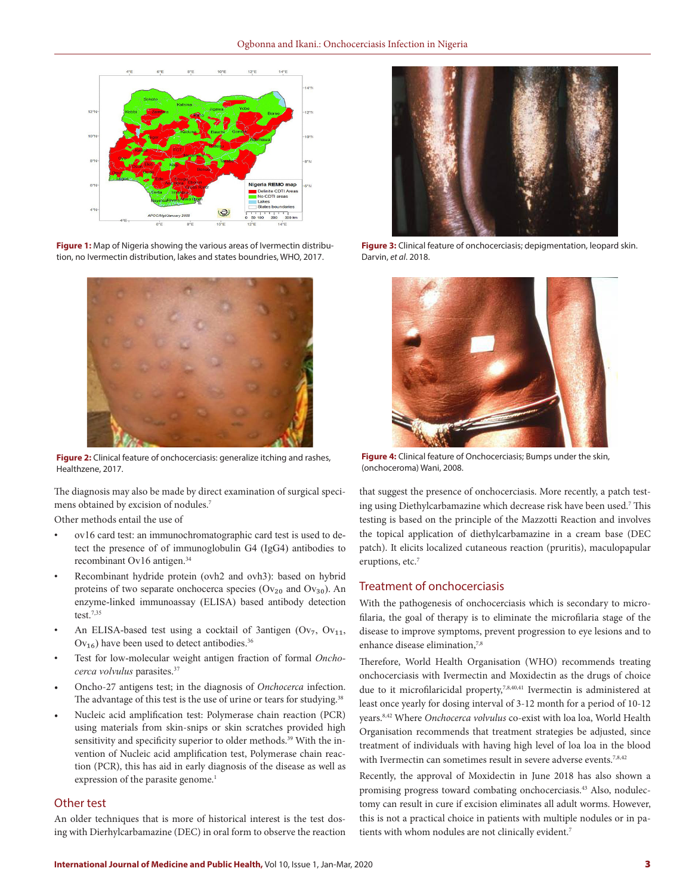Figure 1: Map of Nigeria showing the various areas of Ivermectin distribution, no Ivermectin distribution, lakes and states boundries, WHO, 2017.

Figure 2: Clinical feature of onchocerciasis: generalize itching and rashes, Healthzene, 2017.

Figure 3: Clinical feature of onchocerciasis; depigmentation, leopard skin. Darvin, *et al*. 2018.

Figure 4: Clinical feature of Onchocerciasis; Bumps under the skin, (onchoceroma) Wani, 2008.

The diagnosis may also be made by direct examination of surgical specimens obtained by excision of nodules.[7]

Other methods entail the use of

- ov16 card test: an immunochromatographic card test is used to detect the presence of of immunoglobulin G4 (IgG4) antibodies to recombinant Ov16 antigen.[34]
- Recombinant hydride protein (ovh2 and ovh3): based on hybrid proteins of two separate onchocerca species ($Ov_{20}$ and $Ov_{30}$). An enzyme-linked immunoassay (ELISA) based antibody detection test.[7,35]
- An ELISA-based test using a cocktail of 3antigen ($Ov_7$, $Ov_{11}$, $Ov_{16}$) have been used to detect antibodies.[36]
- Test for low-molecular weight antigen fraction of formal *Onchocerca volvulus* parasites.[37]
- Oncho-27 antigens test; in the diagnosis of *Onchocerca* infection. The advantage of this test is the use of urine or tears for studying.[38]
- Nucleic acid amplification test: Polymerase chain reaction (PCR) using materials from skin-snips or skin scratches provided high sensitivity and specificity superior to older methods.[39] With the invention of Nucleic acid amplification test, Polymerase chain reaction (PCR), this has aid in early diagnosis of the disease as well as expression of the parasite genome.[1]

## Other test

An older techniques that is more of historical interest is the test dosing with Dierhylcarbamazine (DEC) in oral form to observe the reaction that suggest the presence of onchocerciasis. More recently, a patch testing using Diethylcarbamazine which decrease risk have been used.[7] This testing is based on the principle of the Mazzotti Reaction and involves the topical application of diethylcarbamazine in a cream base (DEC patch). It elicits localized cutaneous reaction (pruritis), maculopapular eruptions, etc.[7]

## Treatment of onchocerciasis

With the pathogenesis of onchocerciasis which is secondary to microfilaria, the goal of therapy is to eliminate the microfilaria stage of the disease to improve symptoms, prevent progression to eye lesions and to enhance disease elimination,[7,8]

Therefore, World Health Organisation (WHO) recommends treating onchocerciasis with Ivermectin and Moxidectin as the drugs of choice due to it microfilaricidal property,[7,8,40,41] Ivermectin is administered at least once yearly for dosing interval of 3-12 month for a period of 10-12 years.[8,42] Where *Onchocerca volvulus* co-exist with loa loa, World Health Organisation recommends that treatment strategies be adjusted, since treatment of individuals with having high level of loa loa in the blood with Ivermectin can sometimes result in severe adverse events.[7,8,42]

Recently, the approval of Moxidectin in June 2018 has also shown a promising progress toward combating onchocerciasis.[43] Also, nodulectomy can result in cure if excision eliminates all adult worms. However, this is not a practical choice in patients with multiple nodules or in patients with whom nodules are not clinically evident.[7]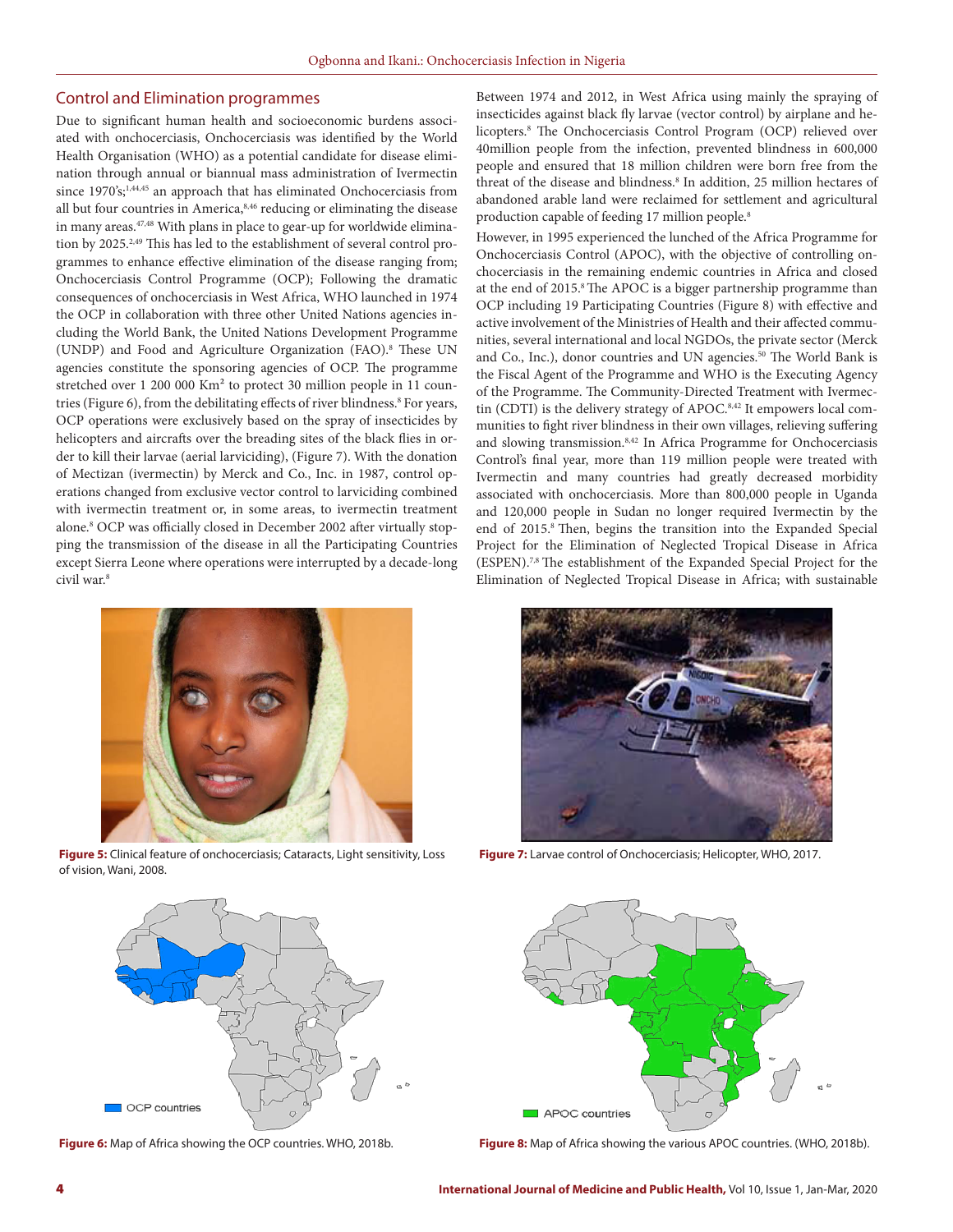## Control and Elimination programmes

Due to significant human health and socioeconomic burdens associated with onchocerciasis, Onchocerciasis was identified by the World Health Organisation (WHO) as a potential candidate for disease elimination through annual or biannual mass administration of Ivermectin since 1970's;[1,44,45] an approach that has eliminated Onchocerciasis from all but four countries in America,[8,46] reducing or eliminating the disease in many areas.[47,48] With plans in place to gear-up for worldwide elimination by 2025.[2,49] This has led to the establishment of several control programmes to enhance effective elimination of the disease ranging from; Onchocerciasis Control Programme (OCP); Following the dramatic consequences of onchocerciasis in West Africa, WHO launched in 1974 the OCP in collaboration with three other United Nations agencies including the World Bank, the United Nations Development Programme (UNDP) and Food and Agriculture Organization (FAO).[8] These UN agencies constitute the sponsoring agencies of OCP. The programme stretched over 1 200 000 Km² to protect 30 million people in 11 countries (Figure 6), from the debilitating effects of river blindness.[8] For years, OCP operations were exclusively based on the spray of insecticides by helicopters and aircrafts over the breading sites of the black flies in order to kill their larvae (aerial larviciding), (Figure 7). With the donation of Mectizan (ivermectin) by Merck and Co., Inc. in 1987, control operations changed from exclusive vector control to larviciding combined with ivermectin treatment or, in some areas, to ivermectin treatment alone.[8] OCP was officially closed in December 2002 after virtually stopping the transmission of the disease in all the Participating Countries except Sierra Leone where operations were interrupted by a decade-long civil war.[8]

Between 1974 and 2012, in West Africa using mainly the spraying of insecticides against black fly larvae (vector control) by airplane and helicopters.[8] The Onchocerciasis Control Program (OCP) relieved over 40million people from the infection, prevented blindness in 600,000 people and ensured that 18 million children were born free from the threat of the disease and blindness.[8] In addition, 25 million hectares of abandoned arable land were reclaimed for settlement and agricultural production capable of feeding 17 million people.[8]

However, in 1995 experienced the lunched of the Africa Programme for Onchocerciasis Control (APOC), with the objective of controlling onchocerciasis in the remaining endemic countries in Africa and closed at the end of 2015.[8] The APOC is a bigger partnership programme than OCP including 19 Participating Countries (Figure 8) with effective and active involvement of the Ministries of Health and their affected communities, several international and local NGDOs, the private sector (Merck and Co., Inc.), donor countries and UN agencies.[50] The World Bank is the Fiscal Agent of the Programme and WHO is the Executing Agency of the Programme. The Community-Directed Treatment with Ivermectin (CDTI) is the delivery strategy of APOC.[8,42] It empowers local communities to fight river blindness in their own villages, relieving suffering and slowing transmission.[8,42] In Africa Programme for Onchocerciasis Control's final year, more than 119 million people were treated with Ivermectin and many countries had greatly decreased morbidity associated with onchocerciasis. More than 800,000 people in Uganda and 120,000 people in Sudan no longer required Ivermectin by the end of 2015.[8] Then, begins the transition into the Expanded Special Project for the Elimination of Neglected Tropical Disease in Africa (ESPEN).[7,8] The establishment of the Expanded Special Project for the Elimination of Neglected Tropical Disease in Africa; with sustainable

**Figure 5:** Clinical feature of onchocerciasis; Cataracts, Light sensitivity, Loss of vision, Wani, 2008.

**Figure 7:** Larvae control of Onchocerciasis; Helicopter, WHO, 2017.

**Figure 6:** Map of Africa showing the OCP countries. WHO, 2018b.

**Figure 8:** Map of Africa showing the various APOC countries. (WHO, 2018b).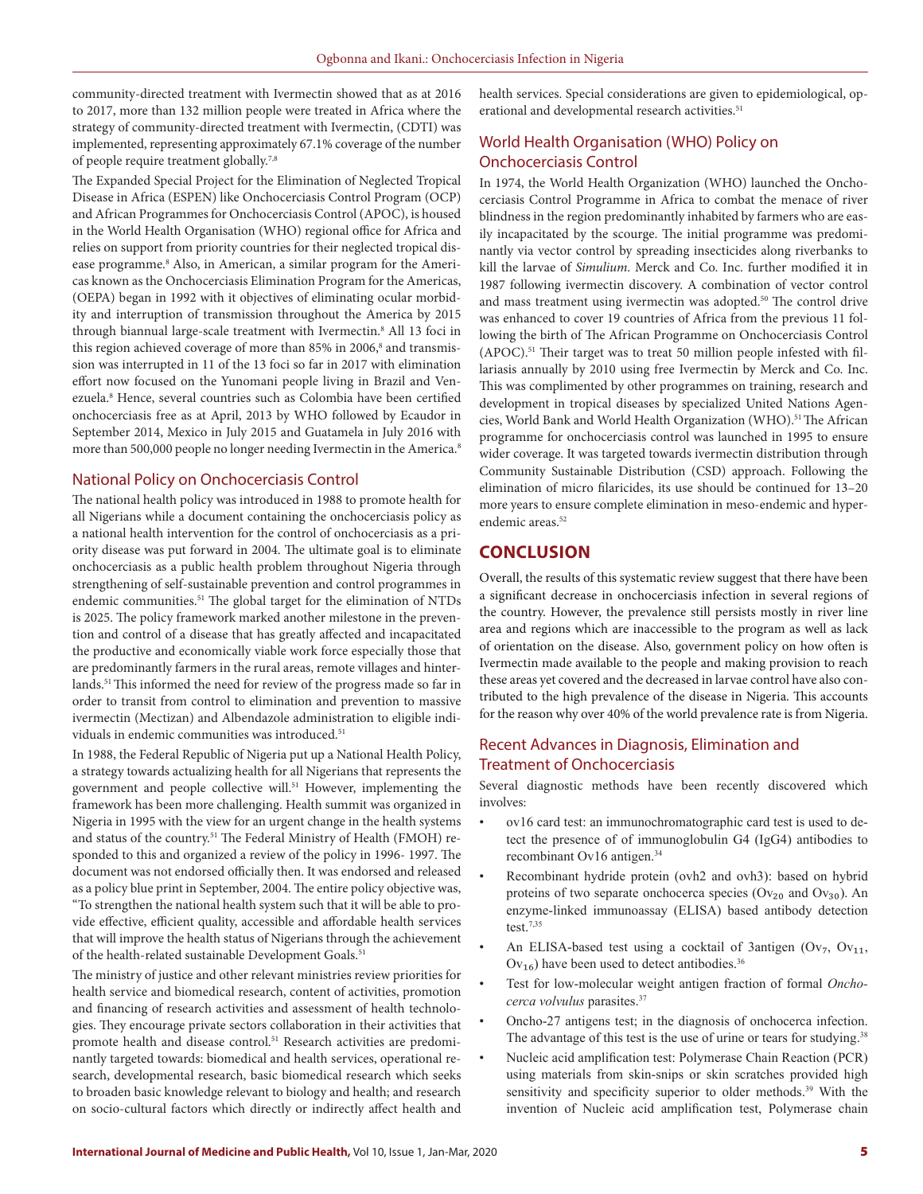community-directed treatment with Ivermectin showed that as at 2016 to 2017, more than 132 million people were treated in Africa where the strategy of community-directed treatment with Ivermectin, (CDTI) was implemented, representing approximately 67.1% coverage of the number of people require treatment globally.[7,8]

The Expanded Special Project for the Elimination of Neglected Tropical Disease in Africa (ESPEN) like Onchocerciasis Control Program (OCP) and African Programmes for Onchocerciasis Control (APOC), is housed in the World Health Organisation (WHO) regional office for Africa and relies on support from priority countries for their neglected tropical disease programme.[8] Also, in American, a similar program for the Americas known as the Onchocerciasis Elimination Program for the Americas, (OEPA) began in 1992 with it objectives of eliminating ocular morbidity and interruption of transmission throughout the America by 2015 through biannual large-scale treatment with Ivermectin.[8] All 13 foci in this region achieved coverage of more than 85% in 2006,[8] and transmission was interrupted in 11 of the 13 foci so far in 2017 with elimination effort now focused on the Yunomani people living in Brazil and Venezuela.[8] Hence, several countries such as Colombia have been certified onchocerciasis free as at April, 2013 by WHO followed by Ecaudor in September 2014, Mexico in July 2015 and Guatamela in July 2016 with more than 500,000 people no longer needing Ivermectin in the America.[8]

## National Policy on Onchocerciasis Control

The national health policy was introduced in 1988 to promote health for all Nigerians while a document containing the onchocerciasis policy as a national health intervention for the control of onchocerciasis as a priority disease was put forward in 2004. The ultimate goal is to eliminate onchocerciasis as a public health problem throughout Nigeria through strengthening of self-sustainable prevention and control programmes in endemic communities.[51] The global target for the elimination of NTDs is 2025. The policy framework marked another milestone in the prevention and control of a disease that has greatly affected and incapacitated the productive and economically viable work force especially those that are predominantly farmers in the rural areas, remote villages and hinterlands.[51] This informed the need for review of the progress made so far in order to transit from control to elimination and prevention to massive ivermectin (Mectizan) and Albendazole administration to eligible individuals in endemic communities was introduced.[51]

In 1988, the Federal Republic of Nigeria put up a National Health Policy, a strategy towards actualizing health for all Nigerians that represents the government and people collective will.[51] However, implementing the framework has been more challenging. Health summit was organized in Nigeria in 1995 with the view for an urgent change in the health systems and status of the country.[51] The Federal Ministry of Health (FMOH) responded to this and organized a review of the policy in 1996- 1997. The document was not endorsed officially then. It was endorsed and released as a policy blue print in September, 2004. The entire policy objective was, "To strengthen the national health system such that it will be able to provide effective, efficient quality, accessible and affordable health services that will improve the health status of Nigerians through the achievement of the health-related sustainable Development Goals.[51]

The ministry of justice and other relevant ministries review priorities for health service and biomedical research, content of activities, promotion and financing of research activities and assessment of health technologies. They encourage private sectors collaboration in their activities that promote health and disease control.[51] Research activities are predominantly targeted towards: biomedical and health services, operational research, developmental research, basic biomedical research which seeks to broaden basic knowledge relevant to biology and health; and research on socio-cultural factors which directly or indirectly affect health and health services. Special considerations are given to epidemiological, operational and developmental research activities.[51]

## World Health Organisation (WHO) Policy on Onchocerciasis Control

In 1974, the World Health Organization (WHO) launched the Onchocerciasis Control Programme in Africa to combat the menace of river blindness in the region predominantly inhabited by farmers who are easily incapacitated by the scourge. The initial programme was predominantly via vector control by spreading insecticides along riverbanks to kill the larvae of *Simulium*. Merck and Co. Inc. further modified it in 1987 following ivermectin discovery. A combination of vector control and mass treatment using ivermectin was adopted.[50] The control drive was enhanced to cover 19 countries of Africa from the previous 11 following the birth of The African Programme on Onchocerciasis Control (APOC).[51] Their target was to treat 50 million people infested with filariasis annually by 2010 using free Ivermectin by Merck and Co. Inc. This was complimented by other programmes on training, research and development in tropical diseases by specialized United Nations Agencies, World Bank and World Health Organization (WHO).[51] The African programme for onchocerciasis control was launched in 1995 to ensure wider coverage. It was targeted towards ivermectin distribution through Community Sustainable Distribution (CSD) approach. Following the elimination of micro filaricides, its use should be continued for 13–20 more years to ensure complete elimination in meso-endemic and hyperendemic areas.[52]

# CONCLUSION

Overall, the results of this systematic review suggest that there have been a significant decrease in onchocerciasis infection in several regions of the country. However, the prevalence still persists mostly in river line area and regions which are inaccessible to the program as well as lack of orientation on the disease. Also, government policy on how often is Ivermectin made available to the people and making provision to reach these areas yet covered and the decreased in larvae control have also contributed to the high prevalence of the disease in Nigeria. This accounts for the reason why over 40% of the world prevalence rate is from Nigeria.

## Recent Advances in Diagnosis, Elimination and Treatment of Onchocerciasis

Several diagnostic methods have been recently discovered which involves:

- ov16 card test: an immunochromatographic card test is used to detect the presence of of immunoglobulin G4 (IgG4) antibodies to recombinant Ov16 antigen.[34]
- Recombinant hydride protein (ovh2 and ovh3): based on hybrid proteins of two separate onchocerca species ($Ov_{20}$ and $Ov_{30}$). An enzyme-linked immunoassay (ELISA) based antibody detection test.[7,35]
- An ELISA-based test using a cocktail of 3antigen ($Ov_7$, $Ov_{11}$, $Ov_{16}$) have been used to detect antibodies.[36]
- Test for low-molecular weight antigen fraction of formal *Onchocerca volvulus* parasites.[37]
- Oncho-27 antigens test; in the diagnosis of onchocerca infection. The advantage of this test is the use of urine or tears for studying.[38]
- Nucleic acid amplification test: Polymerase Chain Reaction (PCR) using materials from skin-snips or skin scratches provided high sensitivity and specificity superior to older methods.[39] With the invention of Nucleic acid amplification test, Polymerase chain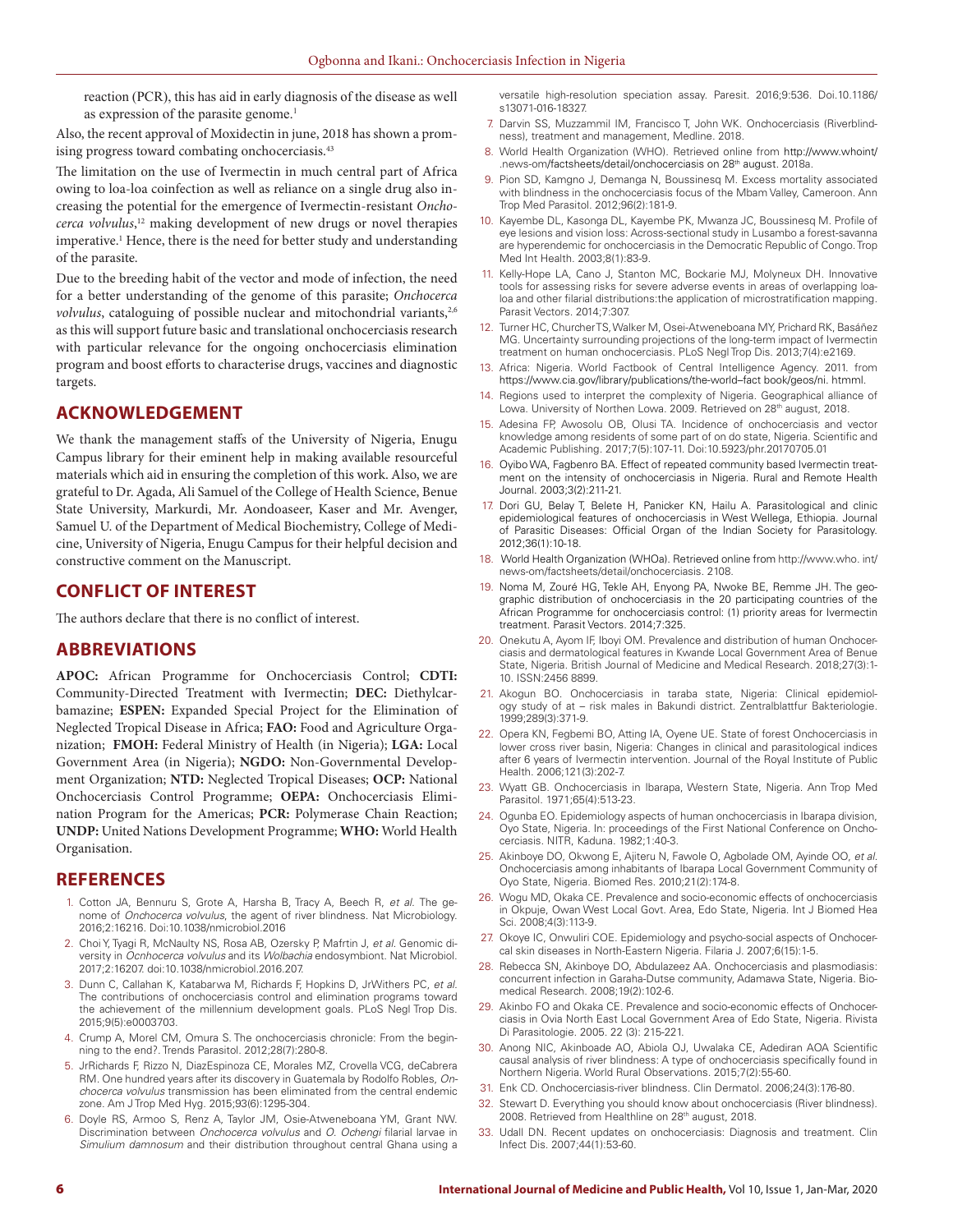reaction (PCR), this has aid in early diagnosis of the disease as well as expression of the parasite genome.[1]

Also, the recent approval of Moxidectin in june, 2018 has shown a promising progress toward combating onchocerciasis.[43]

The limitation on the use of Ivermectin in much central part of Africa owing to loa-loa coinfection as well as reliance on a single drug also increasing the potential for the emergence of Ivermectin-resistant *Onchocerca volvulus*,[12] making development of new drugs or novel therapies imperative.[1] Hence, there is the need for better study and understanding of the parasite.

Due to the breeding habit of the vector and mode of infection, the need for a better understanding of the genome of this parasite; *Onchocerca volvulus*, cataloguing of possible nuclear and mitochondrial variants,[2,6] as this will support future basic and translational onchocerciasis research with particular relevance for the ongoing onchocerciasis elimination program and boost efforts to characterise drugs, vaccines and diagnostic targets.

## ACKNOWLEDGEMENT

We thank the management staffs of the University of Nigeria, Enugu Campus library for their eminent help in making available resourceful materials which aid in ensuring the completion of this work. Also, we are grateful to Dr. Agada, Ali Samuel of the College of Health Science, Benue State University, Markurdi, Mr. Aondoaseer, Kaser and Mr. Avenger, Samuel U. of the Department of Medical Biochemistry, College of Medicine, University of Nigeria, Enugu Campus for their helpful decision and constructive comment on the Manuscript.

## CONFLICT OF INTEREST

The authors declare that there is no conflict of interest.

## ABBREVIATIONS

**APOC:** African Programme for Onchocerciasis Control; **CDTI:** Community-Directed Treatment with Ivermectin; **DEC:** Diethylcarbamazine; **ESPEN:** Expanded Special Project for the Elimination of Neglected Tropical Disease in Africa; **FAO:** Food and Agriculture Organization; **FMOH:** Federal Ministry of Health (in Nigeria); **LGA:** Local Government Area (in Nigeria); **NGDO:** Non-Governmental Development Organization; **NTD:** Neglected Tropical Diseases; **OCP:** National Onchocerciasis Control Programme; **OEPA:** Onchocerciasis Elimination Program for the Americas; **PCR:** Polymerase Chain Reaction; **UNDP:** United Nations Development Programme; **WHO:** World Health Organisation.

## REFERENCES

1. Cotton JA, Bennuru S, Grote A, Harsha B, Tracy A, Beech R, *et al.* The genome of *Onchocerca volvulus*, the agent of river blindness. Nat Microbiology. 2016;2:16216. Doi:10.1038/nmicrobiol.2016
2. Choi Y, Tyagi R, McNaulty NS, Rosa AB, Ozersky P, Mafrtin J, *et al.* Genomic diversity in *Ocnhocerca volvulus* and its *Wolbachia* endosymbiont. Nat Microbiol. 2017;2:16207. doi:10.1038/nmicrobiol.2016.207.
3. Dunn C, Callahan K, Katabarwa M, Richards F, Hopkins D, JrWithers PC, *et al.* The contributions of onchocerciasis control and elimination programs toward the achievement of the millennium development goals. PLoS Negl Trop Dis. 2015;9(5):e0003703.
4. Crump A, Morel CM, Omura S. The onchocerciasis chronicle: From the beginning to the end?. Trends Parasitol. 2012;28(7):280-8.
5. JrRichards F, Rizzo N, DiazEspinoza CE, Morales MZ, Crovella VCG, deCabrera RM. One hundred years after its discovery in Guatemala by Rodolfo Robles, *Onchocerca volvulus* transmission has been eliminated from the central endemic zone. Am J Trop Med Hyg. 2015;93(6):1295-304.
6. Doyle RS, Armoo S, Renz A, Taylor JM, Osie-Atweneboana YM, Grant NW. Discrimination between *Onchocerca volvulus* and *O. Ochengi* filarial larvae in *Simulium damnosum* and their distribution throughout central Ghana using a versatile high-resolution speciation assay. Paresit. 2016;9:536. Doi.10.1186/s13071-016-18327.
7. Darvin SS, Muzzammil IM, Francisco T, John WK. Onchocerciasis (Riverblindness), treatment and management, Medline. 2018.
8. World Health Organization (WHO). Retrieved online from http://www.whoint/.news-om/factsheets/detail/onchocerciasis on 28th august. 2018a.
9. Pion SD, Kamgno J, Demanga N, Boussinesq M. Excess mortality associated with blindness in the onchocerciasis focus of the Mbam Valley, Cameroon. Ann Trop Med Parasitol. 2012;96(2):181-9.
10. Kayembe DL, Kasonga DL, Kayembe PK, Mwanza JC, Boussinesq M. Profile of eye lesions and vision loss: Across-sectional study in Lusambo a forest-savanna are hyperendemic for onchocerciasis in the Democratic Republic of Congo. Trop Med Int Health. 2003;8(1):83-9.
11. Kelly-Hope LA, Cano J, Stanton MC, Bockarie MJ, Molyneux DH. Innovative tools for assessing risks for severe adverse events in areas of overlapping loa-loa and other filarial distributions:the application of microstratification mapping. Parasit Vectors. 2014;7:307.
12. Turner HC, ChurcherTS, Walker M, Osei-Atweneboana MY, Prichard RK, Basáñez MG. Uncertainty surrounding projections of the long-term impact of Ivermectin treatment on human onchocerciasis. PLoS Negl Trop Dis. 2013;7(4):e2169.
13. Africa: Nigeria. World Factbook of Central Intelligence Agency. 2011. from https://www.cia.gov/library/publications/the-world–fact book/geos/ni. htmml.
14. Regions used to interpret the complexity of Nigeria. Geographical alliance of Lowa. University of Northen Lowa. 2009. Retrieved on 28th august, 2018.
15. Adesina FP, Awosolu OB, Olusi TA. Incidence of onchocerciasis and vector knowledge among residents of some part of on do state, Nigeria. Scientific and Academic Publishing. 2017;7(5):107-11. Doi:10.5923/phr.20170705.01
16. Oyibo WA, Fagbenro BA. Effect of repeated community based Ivermectin treatment on the intensity of onchocerciasis in Nigeria. Rural and Remote Health Journal. 2003;3(2):211-21.
17. Dori GU, Belay T, Belete H, Panicker KN, Hailu A. Parasitological and clinic epidemiological features of onchocerciasis in West Wellega, Ethiopia. Journal of Parasitic Diseases: Official Organ of the Indian Society for Parasitology. 2012;36(1):10-18.
18. World Health Organization (WHOa). Retrieved online from http://www.who. int/news-om/factsheets/detail/onchocerciasis. 2108.
19. Noma M, Zouré HG, Tekle AH, Enyong PA, Nwoke BE, Remme JH. The geographic distribution of onchocerciasis in the 20 participating countries of the African Programme for onchocerciasis control: (1) priority areas for Ivermectin treatment. Parasit Vectors. 2014;7:325.
20. Onekutu A, Ayom IF, Iboyi OM. Prevalence and distribution of human Onchocerciasis and dermatological features in Kwande Local Government Area of Benue State, Nigeria. British Journal of Medicine and Medical Research. 2018;27(3):1-10. ISSN:2456 8899.
21. Akogun BO. Onchocerciasis in taraba state, Nigeria: Clinical epidemiology study of at – risk males in Bakundi district. Zentralblattfur Bakteriologie. 1999;289(3):371-9.
22. Opera KN, Fegbemi BO, Atting IA, Oyene UE. State of forest Onchocerciasis in lower cross river basin, Nigeria: Changes in clinical and parasitological indices after 6 years of Ivermectin intervention. Journal of the Royal Institute of Public Health. 2006;121(3):202-7.
23. Wyatt GB. Onchocerciasis in Ibarapa, Western State, Nigeria. Ann Trop Med Parasitol. 1971;65(4):513-23.
24. Ogunba EO. Epidemiology aspects of human onchocerciasis in Ibarapa division, Oyo State, Nigeria. In: proceedings of the First National Conference on Onchocerciasis. NITR, Kaduna. 1982;1:40-3.
25. Akinboye DO, Okwong E, Ajiteru N, Fawole O, Agbolade OM, Ayinde OO, *et al.* Onchocerciasis among inhabitants of Ibarapa Local Government Community of Oyo State, Nigeria. Biomed Res. 2010;21(2):174-8.
26. Wogu MD, Okaka CE. Prevalence and socio-economic effects of onchocerciasis in Okpuje, Owan West Local Govt. Area, Edo State, Nigeria. Int J Biomed Hea Sci. 2008;4(3):113-9.
27. Okoye IC, Onwuliri COE. Epidemiology and psycho-social aspects of Onchocercal skin diseases in North-Eastern Nigeria. Filaria J. 2007;6(15):1-5.
28. Rebecca SN, Akinboye DO, Abdulazeez AA. Onchocerciasis and plasmodiasis: concurrent infection in Garaha-Dutse community, Adamawa State, Nigeria. Biomedical Research. 2008;19(2):102-6.
29. Akinbo FO and Okaka CE. Prevalence and socio-economic effects of Onchocerciasis in Ovia North East Local Government Area of Edo State, Nigeria. Rivista Di Parasitologie. 2005. 22 (3): 215-221.
30. Anong NIC, Akinboade AO, Abiola OJ, Uwalaka CE, Adediran AOA Scientific causal analysis of river blindness: A type of onchocerciasis specifically found in Northern Nigeria. World Rural Observations. 2015;7(2):55-60.
31. Enk CD. Onchocerciasis-river blindness. Clin Dermatol. 2006;24(3):176-80.
32. Stewart D. Everything you should know about onchocerciasis (River blindness). 2008. Retrieved from Healthline on 28th august, 2018.
33. Udall DN. Recent updates on onchocerciasis: Diagnosis and treatment. Clin Infect Dis. 2007;44(1):53-60.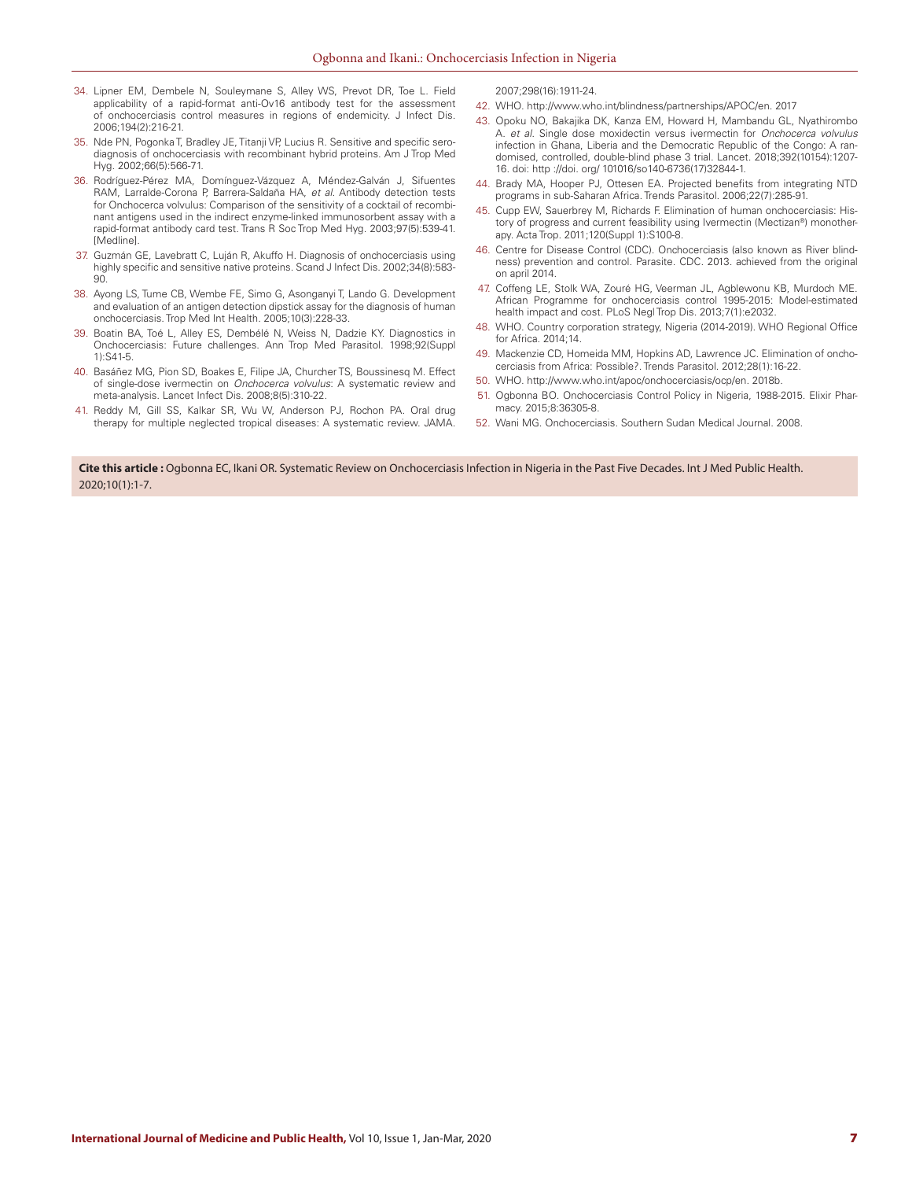34. Lipner EM, Dembele N, Souleymane S, Alley WS, Prevot DR, Toe L. Field applicability of a rapid-format anti-Ov16 antibody test for the assessment of onchocerciasis control measures in regions of endemicity. J Infect Dis. 2006;194(2):216-21.
35. Nde PN, Pogonka T, Bradley JE, Titanji VP, Lucius R. Sensitive and specific serodiagnosis of onchocerciasis with recombinant hybrid proteins. Am J Trop Med Hyg. 2002;66(5):566-71.
36. Rodríguez-Pérez MA, Domínguez-Vázquez A, Méndez-Galván J, Sifuentes RAM, Larralde-Corona P, Barrera-Saldaña HA, *et al*. Antibody detection tests for Onchocerca volvulus: Comparison of the sensitivity of a cocktail of recombinant antigens used in the indirect enzyme-linked immunosorbent assay with a rapid-format antibody card test. Trans R Soc Trop Med Hyg. 2003;97(5):539-41. [Medline].
37. Guzmán GE, Lavebratt C, Luján R, Akuffo H. Diagnosis of onchocerciasis using highly specific and sensitive native proteins. Scand J Infect Dis. 2002;34(8):583-90.
38. Ayong LS, Tume CB, Wembe FE, Simo G, Asonganyi T, Lando G. Development and evaluation of an antigen detection dipstick assay for the diagnosis of human onchocerciasis. Trop Med Int Health. 2005;10(3):228-33.
39. Boatin BA, Toé L, Alley ES, Dembélé N, Weiss N, Dadzie KY. Diagnostics in Onchocerciasis: Future challenges. Ann Trop Med Parasitol. 1998;92(Suppl 1):S41-5.
40. Basáñez MG, Pion SD, Boakes E, Filipe JA, Churcher TS, Boussinesq M. Effect of single-dose ivermectin on *Onchocerca volvulus*: A systematic review and meta-analysis. Lancet Infect Dis. 2008;8(5):310-22.
41. Reddy M, Gill SS, Kalkar SR, Wu W, Anderson PJ, Rochon PA. Oral drug therapy for multiple neglected tropical diseases: A systematic review. JAMA. 2007;298(16):1911-24.
42. WHO. http://www.who.int/blindness/partnerships/APOC/en. 2017
43. Opoku NO, Bakajika DK, Kanza EM, Howard H, Mambandu GL, Nyathirombo A. *et al*. Single dose moxidectin versus ivermectin for *Onchocerca volvulus* infection in Ghana, Liberia and the Democratic Republic of the Congo: A randomised, controlled, double-blind phase 3 trial. Lancet. 2018;392(10154):1207-16. doi: http ://doi. org/ 101016/so140-6736(17)32844-1.
44. Brady MA, Hooper PJ, Ottesen EA. Projected benefits from integrating NTD programs in sub-Saharan Africa. Trends Parasitol. 2006;22(7):285-91.
45. Cupp EW, Sauerbrey M, Richards F. Elimination of human onchocerciasis: History of progress and current feasibility using Ivermectin (Mectizan®) monotherapy. Acta Trop. 2011;120(Suppl 1):S100-8.
46. Centre for Disease Control (CDC). Onchocerciasis (also known as River blindness) prevention and control. Parasite. CDC. 2013. achieved from the original on april 2014.
47. Coffeng LE, Stolk WA, Zouré HG, Veerman JL, Agblewonu KB, Murdoch ME. African Programme for onchocerciasis control 1995-2015: Model-estimated health impact and cost. PLoS Negl Trop Dis. 2013;7(1):e2032.
48. WHO. Country corporation strategy, Nigeria (2014-2019). WHO Regional Office for Africa. 2014;14.
49. Mackenzie CD, Homeida MM, Hopkins AD, Lawrence JC. Elimination of onchocerciasis from Africa: Possible?. Trends Parasitol. 2012;28(1):16-22.
50. WHO. http://www.who.int/apoc/onchocerciasis/ocp/en. 2018b.
51. Ogbonna BO. Onchocerciasis Control Policy in Nigeria, 1988-2015. Elixir Pharmacy. 2015;8:36305-8.
52. Wani MG. Onchocerciasis. Southern Sudan Medical Journal. 2008.

**Cite this article :** Ogbonna EC, Ikani OR. Systematic Review on Onchocerciasis Infection in Nigeria in the Past Five Decades. Int J Med Public Health. 2020;10(1):1-7.